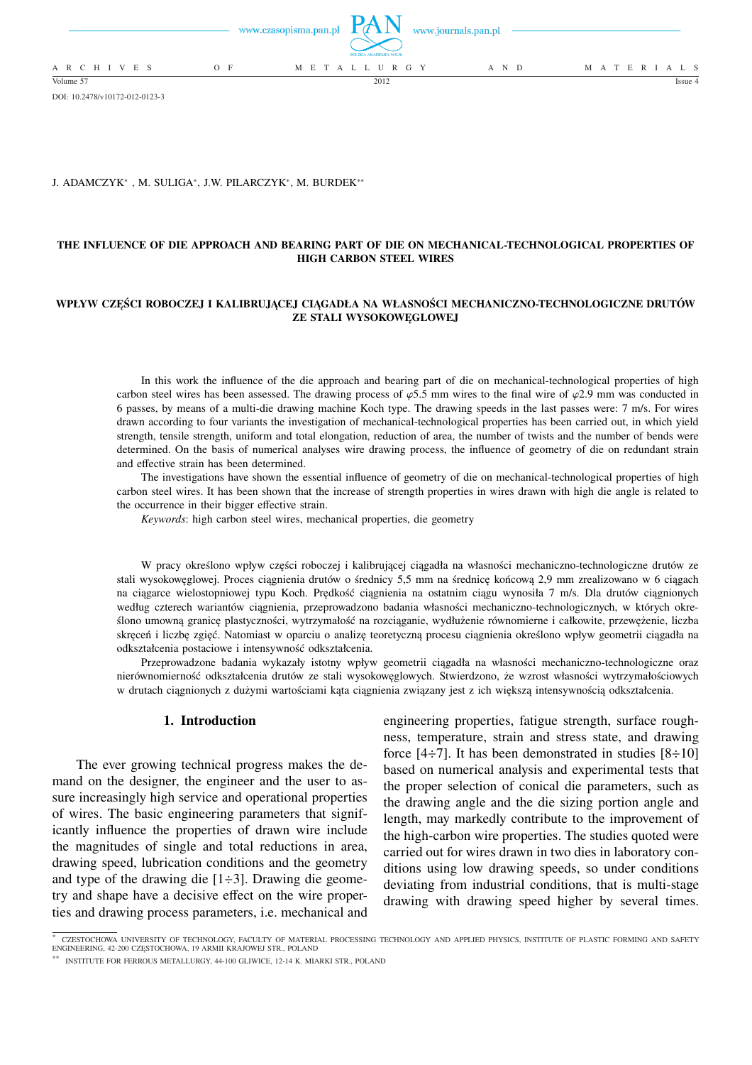DOI: 10.2478/v10172-012-0123-3

J. ADAMCZYK[*], M. SULIGA[*], J.W. PILARCZYK[*], M. BURDEK[**]

# THE INFLUENCE OF DIE APPROACH AND BEARING PART OF DIE ON MECHANICAL-TECHNOLOGICAL PROPERTIES OF HIGH CARBON STEEL WIRES

# WPŁYW CZĘŚCI ROBOCZEJ I KALIBRUJĄCEJ CIĄGADŁA NA WŁASNOŚCI MECHANICZNO-TECHNOLOGICZNE DRUTÓW ZE STALI WYSOKOWĘGLOWEJ

In this work the influence of the die approach and bearing part of die on mechanical-technological properties of high carbon steel wires has been assessed. The drawing process of $\varphi$5.5 mm wires to the final wire of $\varphi$2.9 mm was conducted in 6 passes, by means of a multi-die drawing machine Koch type. The drawing speeds in the last passes were: 7 m/s. For wires drawn according to four variants the investigation of mechanical-technological properties has been carried out, in which yield strength, tensile strength, uniform and total elongation, reduction of area, the number of twists and the number of bends were determined. On the basis of numerical analyses wire drawing process, the influence of geometry of die on redundant strain and effective strain has been determined.

The investigations have shown the essential influence of geometry of die on mechanical-technological properties of high carbon steel wires. It has been shown that the increase of strength properties in wires drawn with high die angle is related to the occurrence in their bigger effective strain.

*Keywords*: high carbon steel wires, mechanical properties, die geometry

W pracy określono wpływ części roboczej i kalibrującej ciągadła na własności mechaniczno-technologiczne drutów ze stali wysokowęglowej. Proces ciągnienia drutów o średnicy 5,5 mm na średnicę końcową 2,9 mm zrealizowano w 6 ciągach na ciągarce wielostopniowej typu Koch. Prędkość ciągnienia na ostatnim ciągu wynosiła 7 m/s. Dla drutów ciągnionych według czterech wariantów ciągnienia, przeprowadzono badania własności mechaniczno-technologicznych, w których określono umowną granicę plastyczności, wytrzymałość na rozciąganie, wydłużenie równomierne i całkowite, przewężenie, liczba skręceń i liczbę zgięć. Natomiast w oparciu o analizę teoretyczną procesu ciągnienia określono wpływ geometrii ciągadła na odkształcenia postaciowe i intensywność odkształcenia.

Przeprowadzone badania wykazały istotny wpływ geometrii ciągadła na własności mechaniczno-technologiczne oraz nierównomierność odkształcenia drutów ze stali wysokowęglowych. Stwierdzono, że wzrost własności wytrzymałościowych w drutach ciągnionych z dużymi wartościami kąta ciągnienia związany jest z ich większą intensywnością odkształcenia.

## 1. Introduction

The ever growing technical progress makes the demand on the designer, the engineer and the user to assure increasingly high service and operational properties of wires. The basic engineering parameters that significantly influence the properties of drawn wire include the magnitudes of single and total reductions in area, drawing speed, lubrication conditions and the geometry and type of the drawing die [1÷3]. Drawing die geometry and shape have a decisive effect on the wire properties and drawing process parameters, i.e. mechanical and engineering properties, fatigue strength, surface roughness, temperature, strain and stress state, and drawing force [4÷7]. It has been demonstrated in studies [8÷10] based on numerical analysis and experimental tests that the proper selection of conical die parameters, such as the drawing angle and the die sizing portion angle and length, may markedly contribute to the improvement of the high-carbon wire properties. The studies quoted were carried out for wires drawn in two dies in laboratory conditions using low drawing speeds, so under conditions deviating from industrial conditions, that is multi-stage drawing with drawing speed higher by several times.

[*] CZESTOCHOWA UNIVERSITY OF TECHNOLOGY, FACULTY OF MATERIAL PROCESSING TECHNOLOGY AND APPLIED PHYSICS, INSTITUTE OF PLASTIC FORMING AND SAFETY ENGINEERING, 42-200 CZĘSTOCHOWA, 19 ARMII KRAJOWEJ STR., POLAND

[**] INSTITUTE FOR FERROUS METALLURGY, 44-100 GLIWICE, 12-14 K. MIARKI STR., POLAND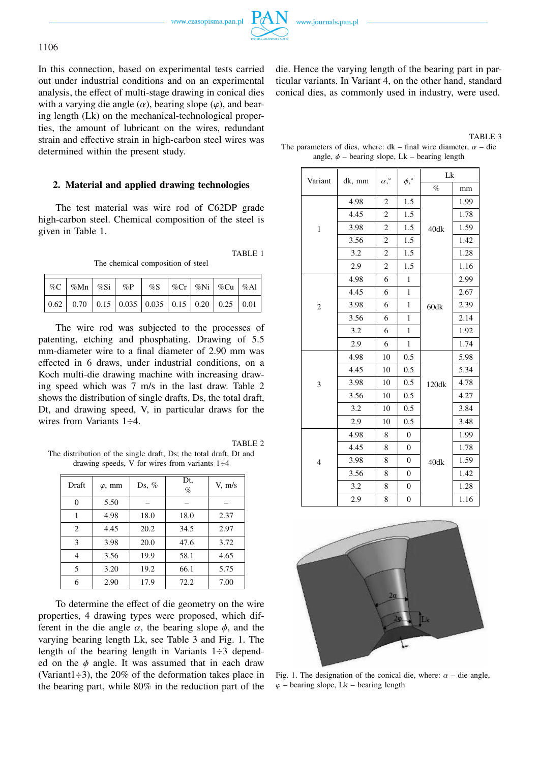In this connection, based on experimental tests carried out under industrial conditions and on an experimental analysis, the effect of multi-stage drawing in conical dies with a varying die angle ($\alpha$), bearing slope ($\varphi$), and bearing length (Lk) on the mechanical-technological properties, the amount of lubricant on the wires, redundant strain and effective strain in high-carbon steel wires was determined within the present study.

## 2. Material and applied drawing technologies

The test material was wire rod of C62DP grade high-carbon steel. Chemical composition of the steel is given in Table 1.

TABLE 1

The chemical composition of steel

| %C | %Mn | %Si | %P | %S | %Cr | %Ni | %Cu | %Al |
|---|---|---|---|---|---|---|---|---|
| 0.62 | 0.70 | 0.15 | 0.035 | 0.035 | 0.15 | 0.20 | 0.25 | 0.01 |

The wire rod was subjected to the processes of patenting, etching and phosphating. Drawing of 5.5 mm-diameter wire to a final diameter of 2.90 mm was effected in 6 draws, under industrial conditions, on a Koch multi-die drawing machine with increasing drawing speed which was 7 m/s in the last draw. Table 2 shows the distribution of single drafts, Ds, the total draft, Dt, and drawing speed, V, in particular draws for the wires from Variants 1÷4.

TABLE 2

The distribution of the single draft, Ds; the total draft, Dt and drawing speeds, V for wires from variants 1÷4

| Draft | $\varphi$, mm | Ds, % | Dt, % | V, m/s |
|---|---|---|---|---|
| 0 | 5.50 | – | – | – |
| 1 | 4.98 | 18.0 | 18.0 | 2.37 |
| 2 | 4.45 | 20.2 | 34.5 | 2.97 |
| 3 | 3.98 | 20.0 | 47.6 | 3.72 |
| 4 | 3.56 | 19.9 | 58.1 | 4.65 |
| 5 | 3.20 | 19.2 | 66.1 | 5.75 |
| 6 | 2.90 | 17.9 | 72.2 | 7.00 |

To determine the effect of die geometry on the wire properties, 4 drawing types were proposed, which different in the die angle $\alpha$, the bearing slope $\phi$, and the varying bearing length Lk, see Table 3 and Fig. 1. The length of the bearing length in Variants 1÷3 depended on the $\phi$ angle. It was assumed that in each draw (Variant1÷3), the 20% of the deformation takes place in the bearing part, while 80% in the reduction part of the die. Hence the varying length of the bearing part in particular variants. In Variant 4, on the other hand, standard conical dies, as commonly used in industry, were used.

TABLE 3

The parameters of dies, where: dk – final wire diameter, $\alpha$ – die angle, $\phi$ – bearing slope, Lk – bearing length

| Variant | dk, mm | $\alpha$,° | $\phi$,° | Lk | |
|---|---|---|---|---|---|
| | | | | % | mm |
| 1 | 4.98 | 2 | 1.5 | 40dk | 1.99 |
| | 4.45 | 2 | 1.5 | | 1.78 |
| | 3.98 | 2 | 1.5 | | 1.59 |
| | 3.56 | 2 | 1.5 | | 1.42 |
| | 3.2 | 2 | 1.5 | | 1.28 |
| | 2.9 | 2 | 1.5 | | 1.16 |
| 2 | 4.98 | 6 | 1 | 60dk | 2.99 |
| | 4.45 | 6 | 1 | | 2.67 |
| | 3.98 | 6 | 1 | | 2.39 |
| | 3.56 | 6 | 1 | | 2.14 |
| | 3.2 | 6 | 1 | | 1.92 |
| | 2.9 | 6 | 1 | | 1.74 |
| 3 | 4.98 | 10 | 0.5 | 120dk | 5.98 |
| | 4.45 | 10 | 0.5 | | 5.34 |
| | 3.98 | 10 | 0.5 | | 4.78 |
| | 3.56 | 10 | 0.5 | | 4.27 |
| | 3.2 | 10 | 0.5 | | 3.84 |
| | 2.9 | 10 | 0.5 | | 3.48 |
| 4 | 4.98 | 8 | 0 | 40dk | 1.99 |
| | 4.45 | 8 | 0 | | 1.78 |
| | 3.98 | 8 | 0 | | 1.59 |
| | 3.56 | 8 | 0 | | 1.42 |
| | 3.2 | 8 | 0 | | 1.28 |
| | 2.9 | 8 | 0 | | 1.16 |

Fig. 1. The designation of the conical die, where: $\alpha$ – die angle, $\varphi$ – bearing slope, Lk – bearing length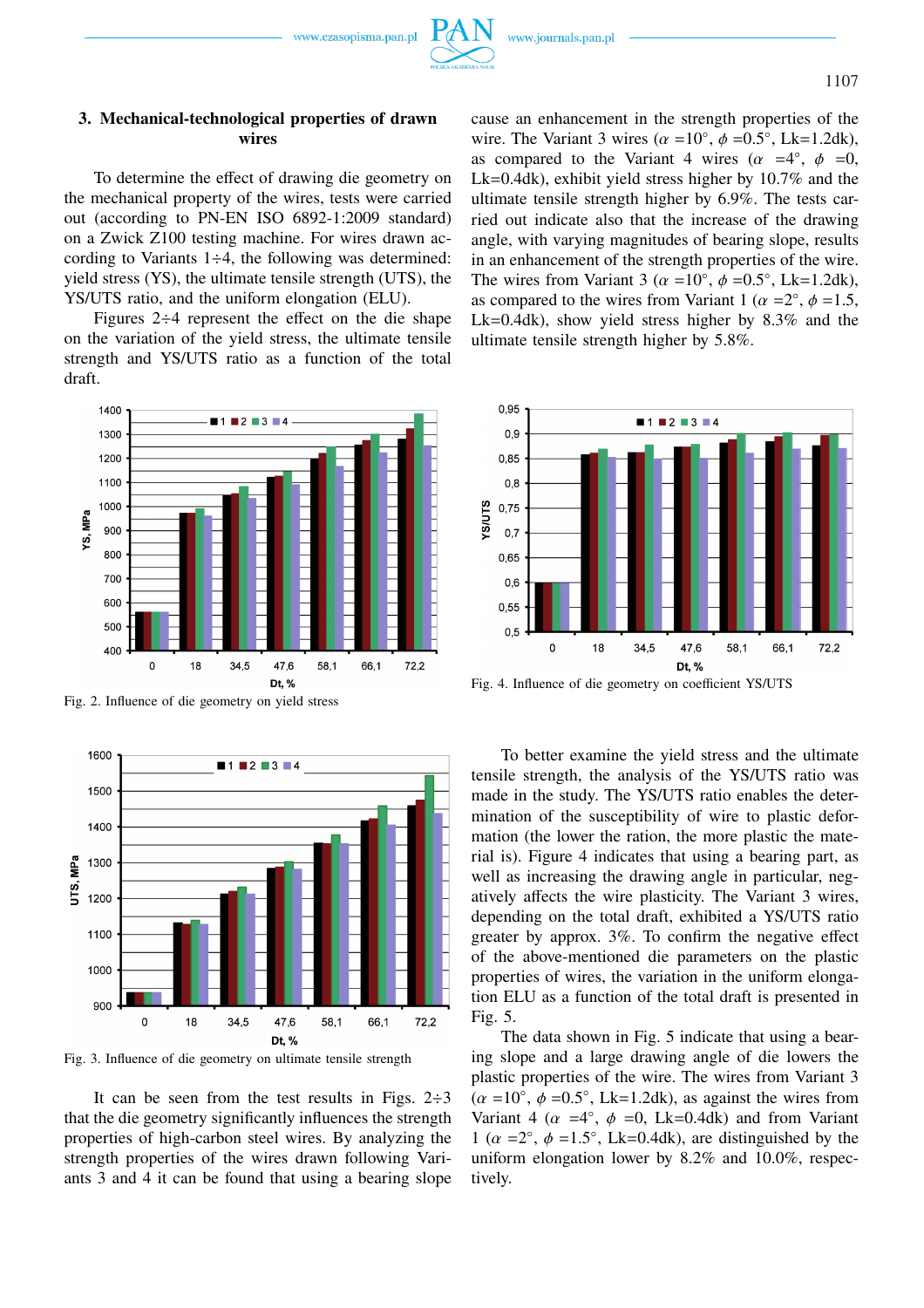## 3. Mechanical-technological properties of drawn wires

To determine the effect of drawing die geometry on the mechanical property of the wires, tests were carried out (according to PN-EN ISO 6892-1:2009 standard) on a Zwick Z100 testing machine. For wires drawn according to Variants 1÷4, the following was determined: yield stress (YS), the ultimate tensile strength (UTS), the YS/UTS ratio, and the uniform elongation (ELU).

Figures 2÷4 represent the effect on the die shape on the variation of the yield stress, the ultimate tensile strength and YS/UTS ratio as a function of the total draft.

Fig. 2. Influence of die geometry on yield stress

Fig. 3. Influence of die geometry on ultimate tensile strength

It can be seen from the test results in Figs. 2÷3 that the die geometry significantly influences the strength properties of high-carbon steel wires. By analyzing the strength properties of the wires drawn following Variants 3 and 4 it can be found that using a bearing slope cause an enhancement in the strength properties of the wire. The Variant 3 wires ($\alpha$ =10°, $\phi$ =0.5°, Lk=1.2dk), as compared to the Variant 4 wires ($\alpha$ =4°, $\phi$ =0, Lk=0.4dk), exhibit yield stress higher by 10.7% and the ultimate tensile strength higher by 6.9%. The tests carried out indicate also that the increase of the drawing angle, with varying magnitudes of bearing slope, results in an enhancement of the strength properties of the wire. The wires from Variant 3 ($\alpha$ =10°, $\phi$ =0.5°, Lk=1.2dk), as compared to the wires from Variant 1 ($\alpha$ =2°, $\phi$ =1.5, Lk=0.4dk), show yield stress higher by 8.3% and the ultimate tensile strength higher by 5.8%.

Fig. 4. Influence of die geometry on coefficient YS/UTS

To better examine the yield stress and the ultimate tensile strength, the analysis of the YS/UTS ratio was made in the study. The YS/UTS ratio enables the determination of the susceptibility of wire to plastic deformation (the lower the ration, the more plastic the material is). Figure 4 indicates that using a bearing part, as well as increasing the drawing angle in particular, negatively affects the wire plasticity. The Variant 3 wires, depending on the total draft, exhibited a YS/UTS ratio greater by approx. 3%. To confirm the negative effect of the above-mentioned die parameters on the plastic properties of wires, the variation in the uniform elongation ELU as a function of the total draft is presented in Fig. 5.

The data shown in Fig. 5 indicate that using a bearing slope and a large drawing angle of die lowers the plastic properties of the wire. The wires from Variant 3 ($\alpha$ =10°, $\phi$ =0.5°, Lk=1.2dk), as against the wires from Variant 4 ($\alpha$ =4°, $\phi$ =0, Lk=0.4dk) and from Variant 1 ($\alpha$ =2°, $\phi$ =1.5°, Lk=0.4dk), are distinguished by the uniform elongation lower by 8.2% and 10.0%, respectively.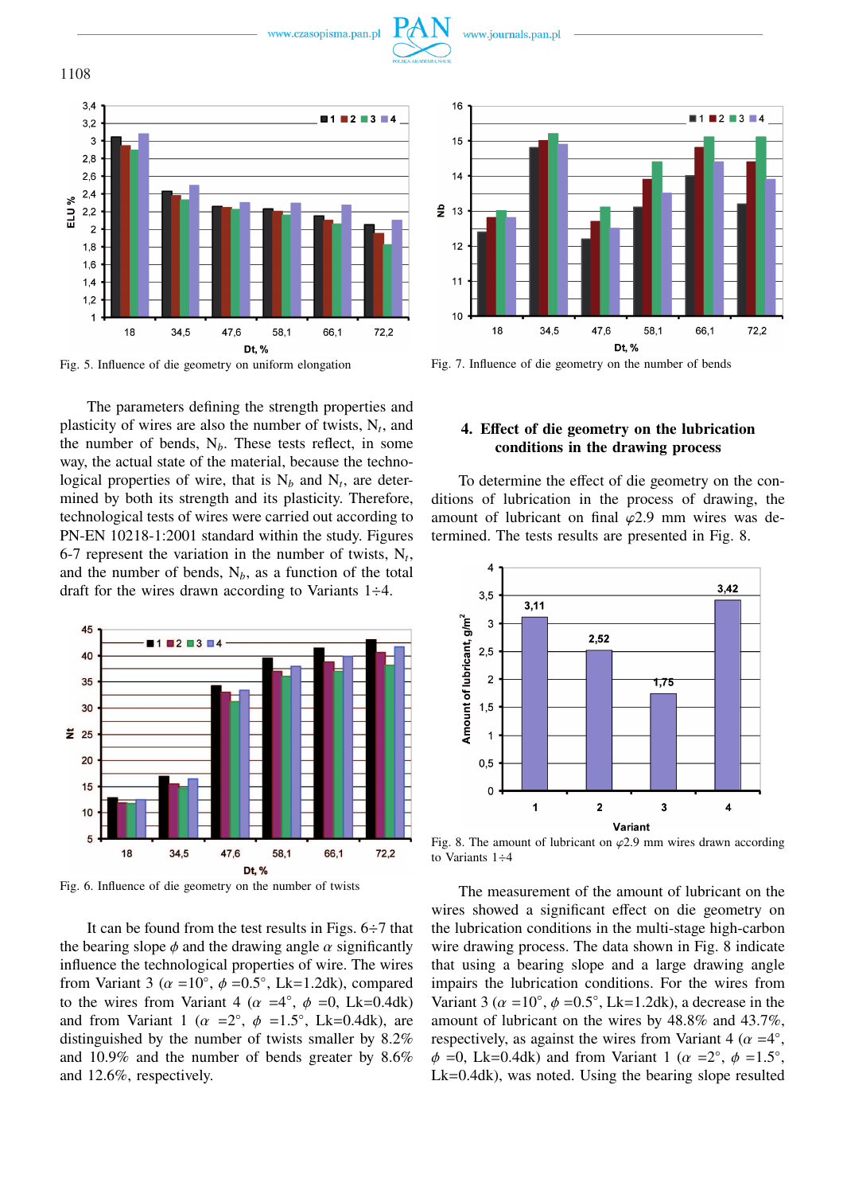Fig. 5. Influence of die geometry on uniform elongation

Fig. 7. Influence of die geometry on the number of bends

The parameters defining the strength properties and plasticity of wires are also the number of twists, $N_t$, and the number of bends, $N_b$. These tests reflect, in some way, the actual state of the material, because the technological properties of wire, that is $N_b$ and $N_t$, are determined by both its strength and its plasticity. Therefore, technological tests of wires were carried out according to PN-EN 10218-1:2001 standard within the study. Figures 6-7 represent the variation in the number of twists, $N_t$, and the number of bends, $N_b$, as a function of the total draft for the wires drawn according to Variants 1÷4.

Fig. 6. Influence of die geometry on the number of twists

It can be found from the test results in Figs. 6÷7 that the bearing slope $\phi$ and the drawing angle $\alpha$ significantly influence the technological properties of wire. The wires from Variant 3 ($\alpha$ =10°, $\phi$ =0.5°, Lk=1.2dk), compared to the wires from Variant 4 ($\alpha$ =4°, $\phi$ =0, Lk=0.4dk) and from Variant 1 ($\alpha$ =2°, $\phi$ =1.5°, Lk=0.4dk), are distinguished by the number of twists smaller by 8.2% and 10.9% and the number of bends greater by 8.6% and 12.6%, respectively.

## 4. Effect of die geometry on the lubrication conditions in the drawing process

To determine the effect of die geometry on the conditions of lubrication in the process of drawing, the amount of lubricant on final $\varphi$2.9 mm wires was determined. The tests results are presented in Fig. 8.

Fig. 8. The amount of lubricant on $\varphi$2.9 mm wires drawn according to Variants 1÷4

The measurement of the amount of lubricant on the wires showed a significant effect on die geometry on the lubrication conditions in the multi-stage high-carbon wire drawing process. The data shown in Fig. 8 indicate that using a bearing slope and a large drawing angle impairs the lubrication conditions. For the wires from Variant 3 ($\alpha$ =10°, $\phi$ =0.5°, Lk=1.2dk), a decrease in the amount of lubricant on the wires by 48.8% and 43.7%, respectively, as against the wires from Variant 4 ($\alpha$ =4°, $\phi$ =0, Lk=0.4dk) and from Variant 1 ($\alpha$ =2°, $\phi$ =1.5°, Lk=0.4dk), was noted. Using the bearing slope resulted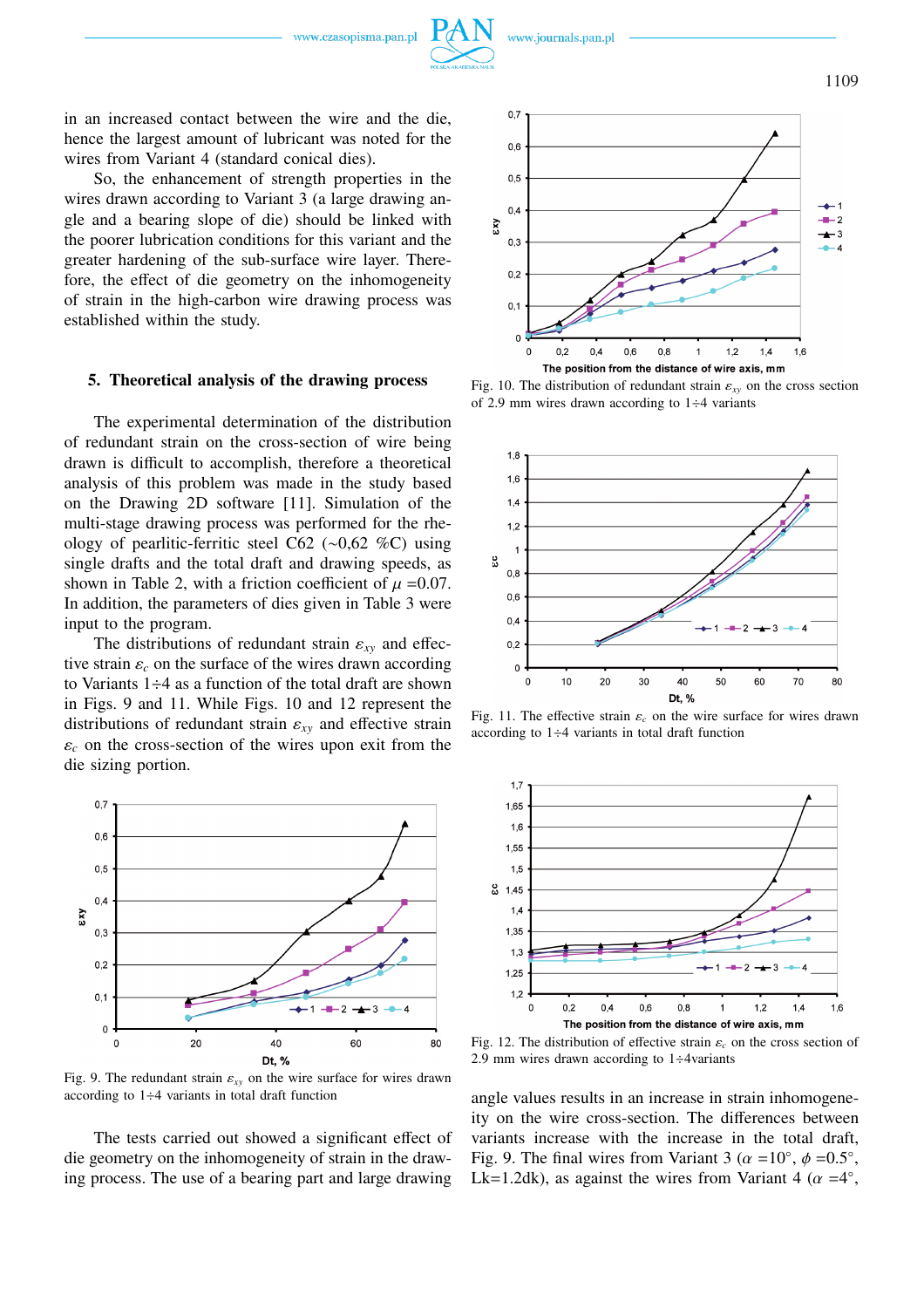in an increased contact between the wire and the die, hence the largest amount of lubricant was noted for the wires from Variant 4 (standard conical dies).

So, the enhancement of strength properties in the wires drawn according to Variant 3 (a large drawing angle and a bearing slope of die) should be linked with the poorer lubrication conditions for this variant and the greater hardening of the sub-surface wire layer. Therefore, the effect of die geometry on the inhomogeneity of strain in the high-carbon wire drawing process was established within the study.

## 5. Theoretical analysis of the drawing process

The experimental determination of the distribution of redundant strain on the cross-section of wire being drawn is difficult to accomplish, therefore a theoretical analysis of this problem was made in the study based on the Drawing 2D software [11]. Simulation of the multi-stage drawing process was performed for the rheology of pearlitic-ferritic steel C62 (~0,62 %C) using single drafts and the total draft and drawing speeds, as shown in Table 2, with a friction coefficient of $\mu$ =0.07. In addition, the parameters of dies given in Table 3 were input to the program.

The distributions of redundant strain $\varepsilon_{xy}$ and effective strain $\varepsilon_c$ on the surface of the wires drawn according to Variants 1÷4 as a function of the total draft are shown in Figs. 9 and 11. While Figs. 10 and 12 represent the distributions of redundant strain $\varepsilon_{xy}$ and effective strain $\varepsilon_c$ on the cross-section of the wires upon exit from the die sizing portion.

Fig. 9. The redundant strain $\varepsilon_{xy}$ on the wire surface for wires drawn according to 1÷4 variants in total draft function

The tests carried out showed a significant effect of die geometry on the inhomogeneity of strain in the drawing process. The use of a bearing part and large drawing angle values results in an increase in strain inhomogeneity on the wire cross-section. The differences between variants increase with the increase in the total draft, Fig. 9. The final wires from Variant 3 ($\alpha$ =10°, $\phi$ =0.5°, Lk=1.2dk), as against the wires from Variant 4 ($\alpha$ =4°,

Fig. 10. The distribution of redundant strain $\varepsilon_{xy}$ on the cross section of 2.9 mm wires drawn according to 1÷4 variants

Fig. 11. The effective strain $\varepsilon_c$ on the wire surface for wires drawn according to 1÷4 variants in total draft function

Fig. 12. The distribution of effective strain $\varepsilon_c$ on the cross section of 2.9 mm wires drawn according to 1÷4variants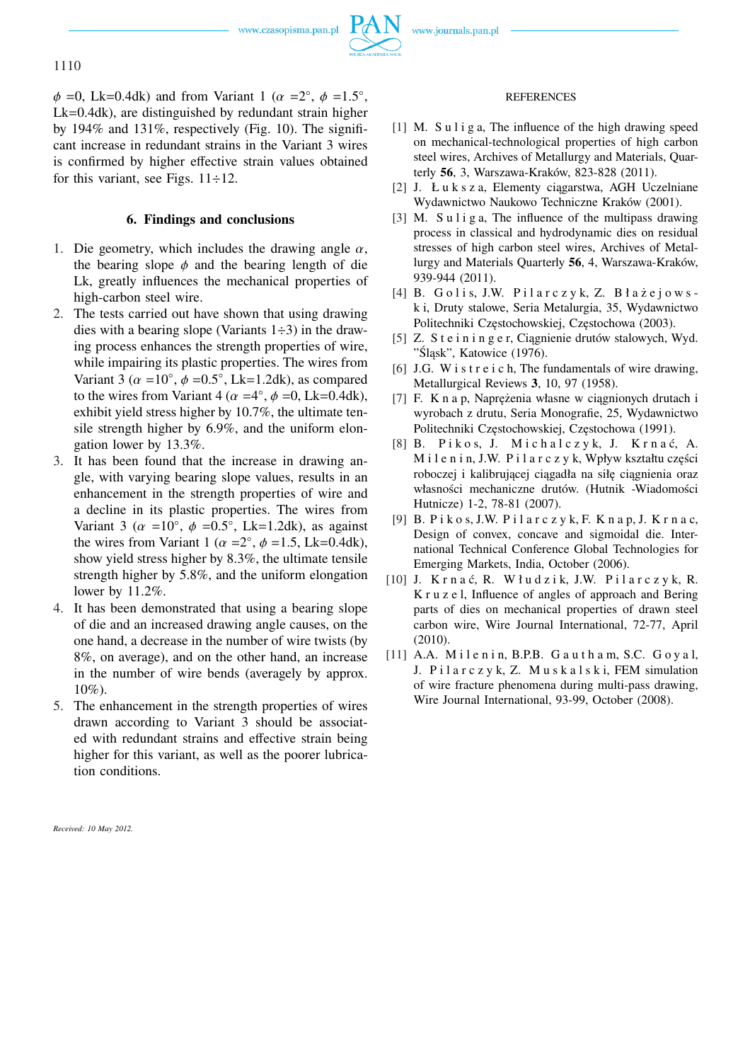$\phi$ =0, Lk=0.4dk) and from Variant 1 ($\alpha$ =2°, $\phi$ =1.5°, Lk=0.4dk), are distinguished by redundant strain higher by 194% and 131%, respectively (Fig. 10). The significant increase in redundant strains in the Variant 3 wires is confirmed by higher effective strain values obtained for this variant, see Figs. 11÷12.

## 6. Findings and conclusions

1. Die geometry, which includes the drawing angle $\alpha$, the bearing slope $\phi$ and the bearing length of die Lk, greatly influences the mechanical properties of high-carbon steel wire.
2. The tests carried out have shown that using drawing dies with a bearing slope (Variants 1÷3) in the drawing process enhances the strength properties of wire, while impairing its plastic properties. The wires from Variant 3 ($\alpha$ =10°, $\phi$ =0.5°, Lk=1.2dk), as compared to the wires from Variant 4 ($\alpha$ =4°, $\phi$ =0, Lk=0.4dk), exhibit yield stress higher by 10.7%, the ultimate tensile strength higher by 6.9%, and the uniform elongation lower by 13.3%.
3. It has been found that the increase in drawing angle, with varying bearing slope values, results in an enhancement in the strength properties of wire and a decline in its plastic properties. The wires from Variant 3 ($\alpha$ =10°, $\phi$ =0.5°, Lk=1.2dk), as against the wires from Variant 1 ($\alpha$ =2°, $\phi$ =1.5, Lk=0.4dk), show yield stress higher by 8.3%, the ultimate tensile strength higher by 5.8%, and the uniform elongation lower by 11.2%.
4. It has been demonstrated that using a bearing slope of die and an increased drawing angle causes, on the one hand, a decrease in the number of wire twists (by 8%, on average), and on the other hand, an increase in the number of wire bends (averagely by approx. 10%).
5. The enhancement in the strength properties of wires drawn according to Variant 3 should be associated with redundant strains and effective strain being higher for this variant, as well as the poorer lubrication conditions.

*Received: 10 May 2012.*

## REFERENCES

[1] M. Suliga, The influence of the high drawing speed on mechanical-technological properties of high carbon steel wires, Archives of Metallurgy and Materials, Quarterly **56**, 3, Warszawa-Kraków, 823-828 (2011).

[2] J. Łuksza, Elementy ciągarstwa, AGH Uczelniane Wydawnictwo Naukowo Techniczne Kraków (2001).

[3] M. Suliga, The influence of the multipass drawing process in classical and hydrodynamic dies on residual stresses of high carbon steel wires, Archives of Metallurgy and Materials Quarterly **56**, 4, Warszawa-Kraków, 939-944 (2011).

[4] B. Golis, J.W. Pilarczyk, Z. Błażejowski, Druty stalowe, Seria Metalurgia, 35, Wydawnictwo Politechniki Częstochowskiej, Częstochowa (2003).

[5] Z. Steininger, Ciągnienie drutów stalowych, Wyd. "Śląsk", Katowice (1976).

[6] J.G. Wistreich, The fundamentals of wire drawing, Metallurgical Reviews **3**, 10, 97 (1958).

[7] F. Knap, Naprężenia własne w ciągnionych drutach i wyrobach z drutu, Seria Monografie, 25, Wydawnictwo Politechniki Częstochowskiej, Częstochowa (1991).

[8] B. Pikos, J. Michalczyk, J. Krnać, A. Milenin, J.W. Pilarczyk, Wpływ kształtu części roboczej i kalibrującej ciągadła na siłę ciągnienia oraz własności mechaniczne drutów. (Hutnik -Wiadomości Hutnicze) 1-2, 78-81 (2007).

[9] B. Pikos, J.W. Pilarczyk, F. Knap, J. Krnac, Design of convex, concave and sigmoidal die. International Technical Conference Global Technologies for Emerging Markets, India, October (2006).

[10] J. Krnać, R. Władzik, J.W. Pilarczyk, R. Kruzel, Influence of angles of approach and Bering parts of dies on mechanical properties of drawn steel carbon wire, Wire Journal International, 72-77, April (2010).

[11] A.A. Milenin, B.P.B. Gautham, S.C. Goyal, J. Pilarczyk, Z. Muskalski, FEM simulation of wire fracture phenomena during multi-pass drawing, Wire Journal International, 93-99, October (2008).